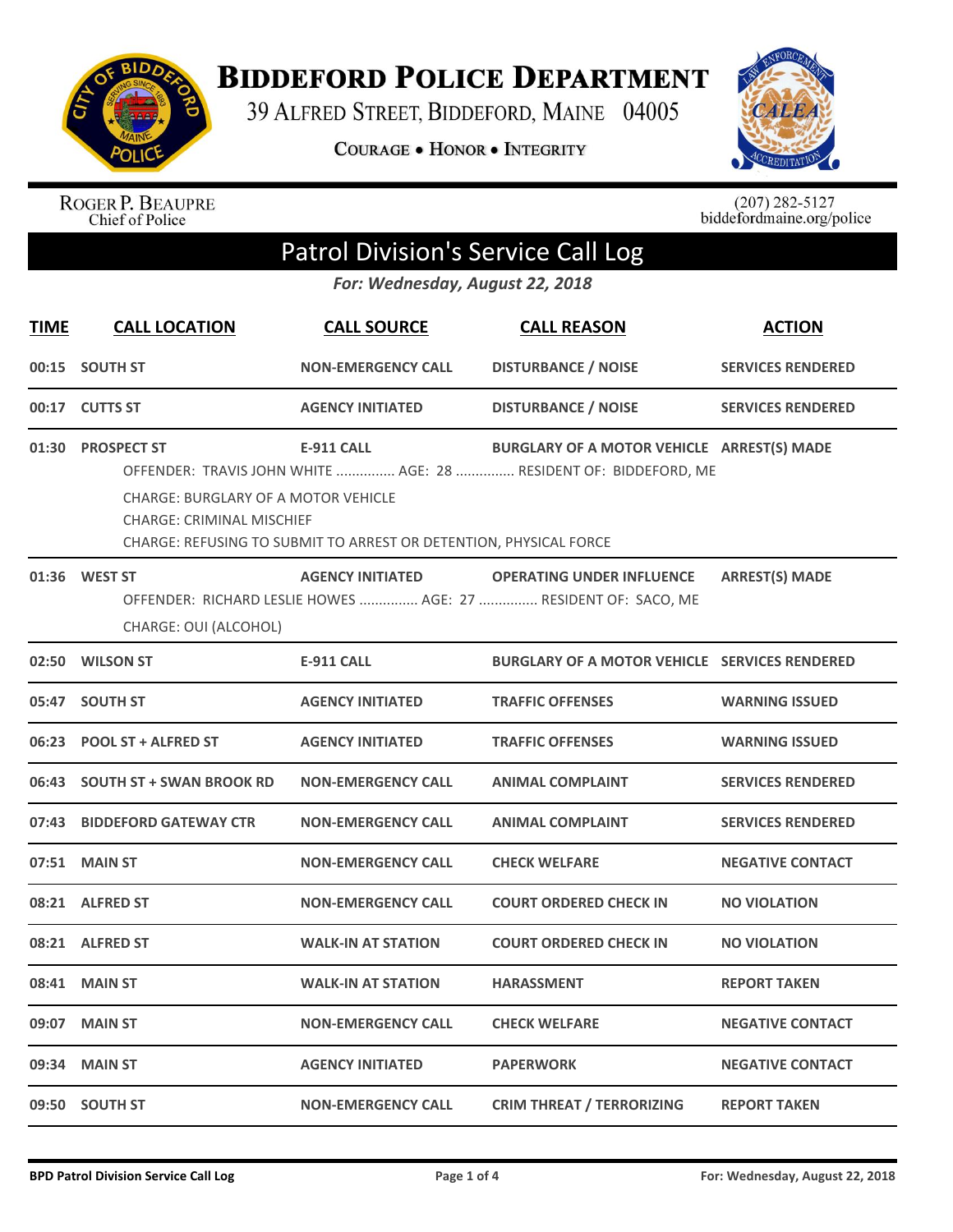# Biddeford Police Department

39 Alfred Street, Biddeford, Maine 04005

Courage • Honor • Integrity

Roger P. Beaupre
Chief of Police

(207) 282-5127
biddefordmaine.org/police

## Patrol Division's Service Call Log

*For: Wednesday, August 22, 2018*

| TIME | CALL LOCATION | CALL SOURCE | CALL REASON | ACTION |
|---|---|---|---|---|
| 00:15 | SOUTH ST | NON-EMERGENCY CALL | DISTURBANCE / NOISE | SERVICES RENDERED |
| 00:17 | CUTTS ST | AGENCY INITIATED | DISTURBANCE / NOISE | SERVICES RENDERED |
| 01:30 | PROSPECT ST | E-911 CALL | BURGLARY OF A MOTOR VEHICLE | ARREST(S) MADE |
| | OFFENDER: TRAVIS JOHN WHITE ............... AGE: 28 ............... RESIDENT OF: BIDDEFORD, ME<br>CHARGE: BURGLARY OF A MOTOR VEHICLE<br>CHARGE: CRIMINAL MISCHIEF<br>CHARGE: REFUSING TO SUBMIT TO ARREST OR DETENTION, PHYSICAL FORCE | | | |
| 01:36 | WEST ST | AGENCY INITIATED | OPERATING UNDER INFLUENCE | ARREST(S) MADE |
| | OFFENDER: RICHARD LESLIE HOWES ............... AGE: 27 ............... RESIDENT OF: SACO, ME<br>CHARGE: OUI (ALCOHOL) | | | |
| 02:50 | WILSON ST | E-911 CALL | BURGLARY OF A MOTOR VEHICLE | SERVICES RENDERED |
| 05:47 | SOUTH ST | AGENCY INITIATED | TRAFFIC OFFENSES | WARNING ISSUED |
| 06:23 | POOL ST + ALFRED ST | AGENCY INITIATED | TRAFFIC OFFENSES | WARNING ISSUED |
| 06:43 | SOUTH ST + SWAN BROOK RD | NON-EMERGENCY CALL | ANIMAL COMPLAINT | SERVICES RENDERED |
| 07:43 | BIDDEFORD GATEWAY CTR | NON-EMERGENCY CALL | ANIMAL COMPLAINT | SERVICES RENDERED |
| 07:51 | MAIN ST | NON-EMERGENCY CALL | CHECK WELFARE | NEGATIVE CONTACT |
| 08:21 | ALFRED ST | NON-EMERGENCY CALL | COURT ORDERED CHECK IN | NO VIOLATION |
| 08:21 | ALFRED ST | WALK-IN AT STATION | COURT ORDERED CHECK IN | NO VIOLATION |
| 08:41 | MAIN ST | WALK-IN AT STATION | HARASSMENT | REPORT TAKEN |
| 09:07 | MAIN ST | NON-EMERGENCY CALL | CHECK WELFARE | NEGATIVE CONTACT |
| 09:34 | MAIN ST | AGENCY INITIATED | PAPERWORK | NEGATIVE CONTACT |
| 09:50 | SOUTH ST | NON-EMERGENCY CALL | CRIM THREAT / TERRORIZING | REPORT TAKEN |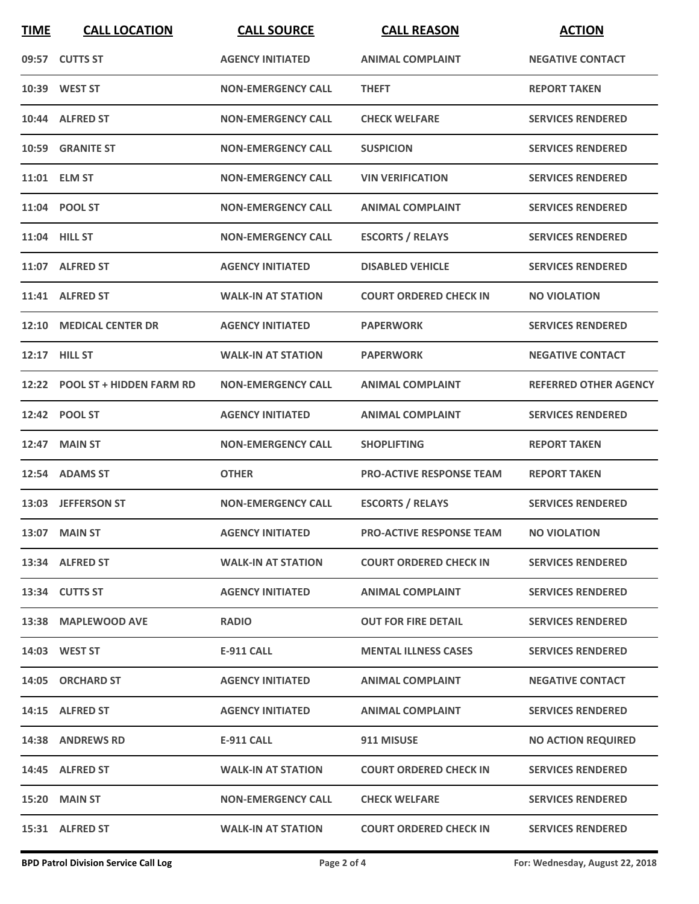| TIME | CALL LOCATION | CALL SOURCE | CALL REASON | ACTION |
|---|---|---|---|---|
| 09:57 | CUTTS ST | AGENCY INITIATED | ANIMAL COMPLAINT | NEGATIVE CONTACT |
| 10:39 | WEST ST | NON-EMERGENCY CALL | THEFT | REPORT TAKEN |
| 10:44 | ALFRED ST | NON-EMERGENCY CALL | CHECK WELFARE | SERVICES RENDERED |
| 10:59 | GRANITE ST | NON-EMERGENCY CALL | SUSPICION | SERVICES RENDERED |
| 11:01 | ELM ST | NON-EMERGENCY CALL | VIN VERIFICATION | SERVICES RENDERED |
| 11:04 | POOL ST | NON-EMERGENCY CALL | ANIMAL COMPLAINT | SERVICES RENDERED |
| 11:04 | HILL ST | NON-EMERGENCY CALL | ESCORTS / RELAYS | SERVICES RENDERED |
| 11:07 | ALFRED ST | AGENCY INITIATED | DISABLED VEHICLE | SERVICES RENDERED |
| 11:41 | ALFRED ST | WALK-IN AT STATION | COURT ORDERED CHECK IN | NO VIOLATION |
| 12:10 | MEDICAL CENTER DR | AGENCY INITIATED | PAPERWORK | SERVICES RENDERED |
| 12:17 | HILL ST | WALK-IN AT STATION | PAPERWORK | NEGATIVE CONTACT |
| 12:22 | POOL ST + HIDDEN FARM RD | NON-EMERGENCY CALL | ANIMAL COMPLAINT | REFERRED OTHER AGENCY |
| 12:42 | POOL ST | AGENCY INITIATED | ANIMAL COMPLAINT | SERVICES RENDERED |
| 12:47 | MAIN ST | NON-EMERGENCY CALL | SHOPLIFTING | REPORT TAKEN |
| 12:54 | ADAMS ST | OTHER | PRO-ACTIVE RESPONSE TEAM | REPORT TAKEN |
| 13:03 | JEFFERSON ST | NON-EMERGENCY CALL | ESCORTS / RELAYS | SERVICES RENDERED |
| 13:07 | MAIN ST | AGENCY INITIATED | PRO-ACTIVE RESPONSE TEAM | NO VIOLATION |
| 13:34 | ALFRED ST | WALK-IN AT STATION | COURT ORDERED CHECK IN | SERVICES RENDERED |
| 13:34 | CUTTS ST | AGENCY INITIATED | ANIMAL COMPLAINT | SERVICES RENDERED |
| 13:38 | MAPLEWOOD AVE | RADIO | OUT FOR FIRE DETAIL | SERVICES RENDERED |
| 14:03 | WEST ST | E-911 CALL | MENTAL ILLNESS CASES | SERVICES RENDERED |
| 14:05 | ORCHARD ST | AGENCY INITIATED | ANIMAL COMPLAINT | NEGATIVE CONTACT |
| 14:15 | ALFRED ST | AGENCY INITIATED | ANIMAL COMPLAINT | SERVICES RENDERED |
| 14:38 | ANDREWS RD | E-911 CALL | 911 MISUSE | NO ACTION REQUIRED |
| 14:45 | ALFRED ST | WALK-IN AT STATION | COURT ORDERED CHECK IN | SERVICES RENDERED |
| 15:20 | MAIN ST | NON-EMERGENCY CALL | CHECK WELFARE | SERVICES RENDERED |
| 15:31 | ALFRED ST | WALK-IN AT STATION | COURT ORDERED CHECK IN | SERVICES RENDERED |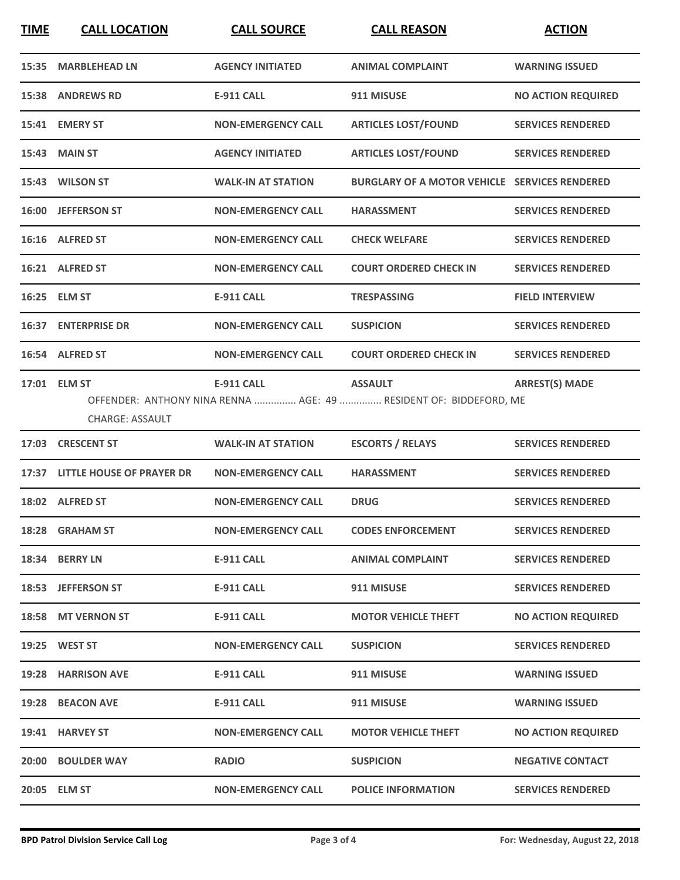| TIME | CALL LOCATION | CALL SOURCE | CALL REASON | ACTION |
|---|---|---|---|---|
| 15:35 | MARBLEHEAD LN | AGENCY INITIATED | ANIMAL COMPLAINT | WARNING ISSUED |
| 15:38 | ANDREWS RD | E-911 CALL | 911 MISUSE | NO ACTION REQUIRED |
| 15:41 | EMERY ST | NON-EMERGENCY CALL | ARTICLES LOST/FOUND | SERVICES RENDERED |
| 15:43 | MAIN ST | AGENCY INITIATED | ARTICLES LOST/FOUND | SERVICES RENDERED |
| 15:43 | WILSON ST | WALK-IN AT STATION | BURGLARY OF A MOTOR VEHICLE | SERVICES RENDERED |
| 16:00 | JEFFERSON ST | NON-EMERGENCY CALL | HARASSMENT | SERVICES RENDERED |
| 16:16 | ALFRED ST | NON-EMERGENCY CALL | CHECK WELFARE | SERVICES RENDERED |
| 16:21 | ALFRED ST | NON-EMERGENCY CALL | COURT ORDERED CHECK IN | SERVICES RENDERED |
| 16:25 | ELM ST | E-911 CALL | TRESPASSING | FIELD INTERVIEW |
| 16:37 | ENTERPRISE DR | NON-EMERGENCY CALL | SUSPICION | SERVICES RENDERED |
| 16:54 | ALFRED ST | NON-EMERGENCY CALL | COURT ORDERED CHECK IN | SERVICES RENDERED |
| 17:01 | ELM ST | E-911 CALL | ASSAULT | ARREST(S) MADE |
| | OFFENDER: ANTHONY NINA RENNA ............... AGE: 49 ............... RESIDENT OF: BIDDEFORD, ME<br>CHARGE: ASSAULT | | | |
| 17:03 | CRESCENT ST | WALK-IN AT STATION | ESCORTS / RELAYS | SERVICES RENDERED |
| 17:37 | LITTLE HOUSE OF PRAYER DR | NON-EMERGENCY CALL | HARASSMENT | SERVICES RENDERED |
| 18:02 | ALFRED ST | NON-EMERGENCY CALL | DRUG | SERVICES RENDERED |
| 18:28 | GRAHAM ST | NON-EMERGENCY CALL | CODES ENFORCEMENT | SERVICES RENDERED |
| 18:34 | BERRY LN | E-911 CALL | ANIMAL COMPLAINT | SERVICES RENDERED |
| 18:53 | JEFFERSON ST | E-911 CALL | 911 MISUSE | SERVICES RENDERED |
| 18:58 | MT VERNON ST | E-911 CALL | MOTOR VEHICLE THEFT | NO ACTION REQUIRED |
| 19:25 | WEST ST | NON-EMERGENCY CALL | SUSPICION | SERVICES RENDERED |
| 19:28 | HARRISON AVE | E-911 CALL | 911 MISUSE | WARNING ISSUED |
| 19:28 | BEACON AVE | E-911 CALL | 911 MISUSE | WARNING ISSUED |
| 19:41 | HARVEY ST | NON-EMERGENCY CALL | MOTOR VEHICLE THEFT | NO ACTION REQUIRED |
| 20:00 | BOULDER WAY | RADIO | SUSPICION | NEGATIVE CONTACT |
| 20:05 | ELM ST | NON-EMERGENCY CALL | POLICE INFORMATION | SERVICES RENDERED |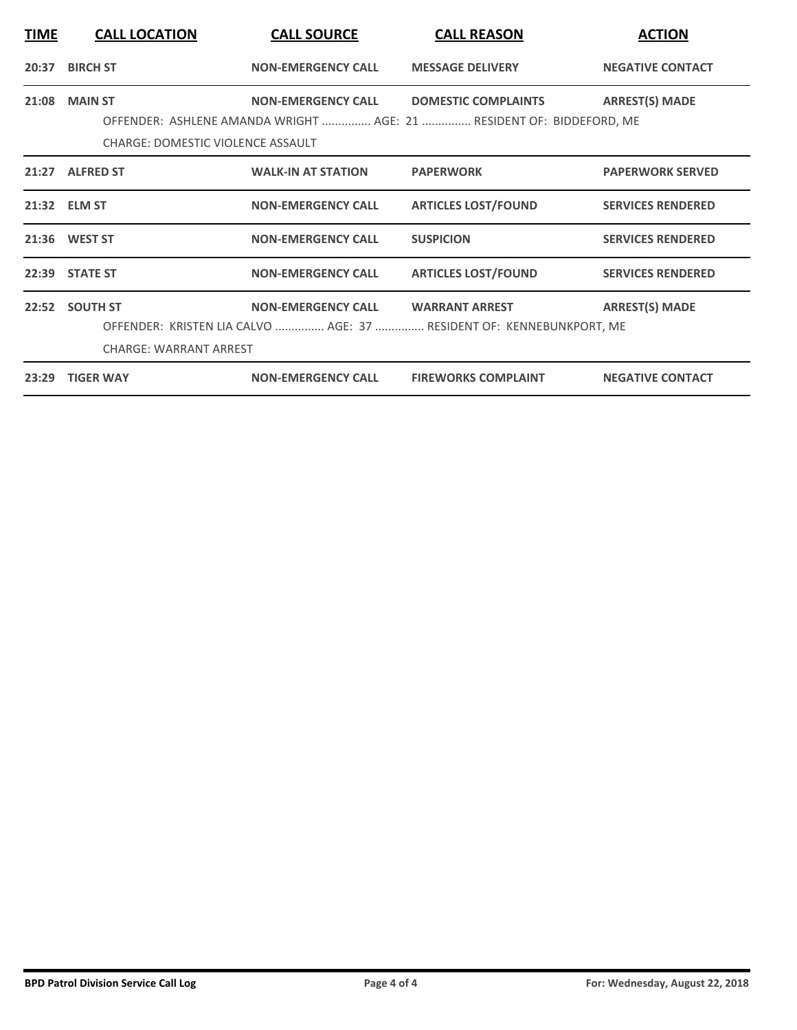| TIME | CALL LOCATION | CALL SOURCE | CALL REASON | ACTION |
|---|---|---|---|---|
| 20:37 | BIRCH ST | NON-EMERGENCY CALL | MESSAGE DELIVERY | NEGATIVE CONTACT |
| 21:08 | MAIN ST | NON-EMERGENCY CALL | DOMESTIC COMPLAINTS | ARREST(S) MADE |
| | OFFENDER: ASHLENE AMANDA WRIGHT ............... AGE: 21 ............... RESIDENT OF: BIDDEFORD, ME | | | |
| | CHARGE: DOMESTIC VIOLENCE ASSAULT | | | |
| 21:27 | ALFRED ST | WALK-IN AT STATION | PAPERWORK | PAPERWORK SERVED |
| 21:32 | ELM ST | NON-EMERGENCY CALL | ARTICLES LOST/FOUND | SERVICES RENDERED |
| 21:36 | WEST ST | NON-EMERGENCY CALL | SUSPICION | SERVICES RENDERED |
| 22:39 | STATE ST | NON-EMERGENCY CALL | ARTICLES LOST/FOUND | SERVICES RENDERED |
| 22:52 | SOUTH ST | NON-EMERGENCY CALL | WARRANT ARREST | ARREST(S) MADE |
| | OFFENDER: KRISTEN LIA CALVO ............... AGE: 37 ............... RESIDENT OF: KENNEBUNKPORT, ME | | | |
| | CHARGE: WARRANT ARREST | | | |
| 23:29 | TIGER WAY | NON-EMERGENCY CALL | FIREWORKS COMPLAINT | NEGATIVE CONTACT |